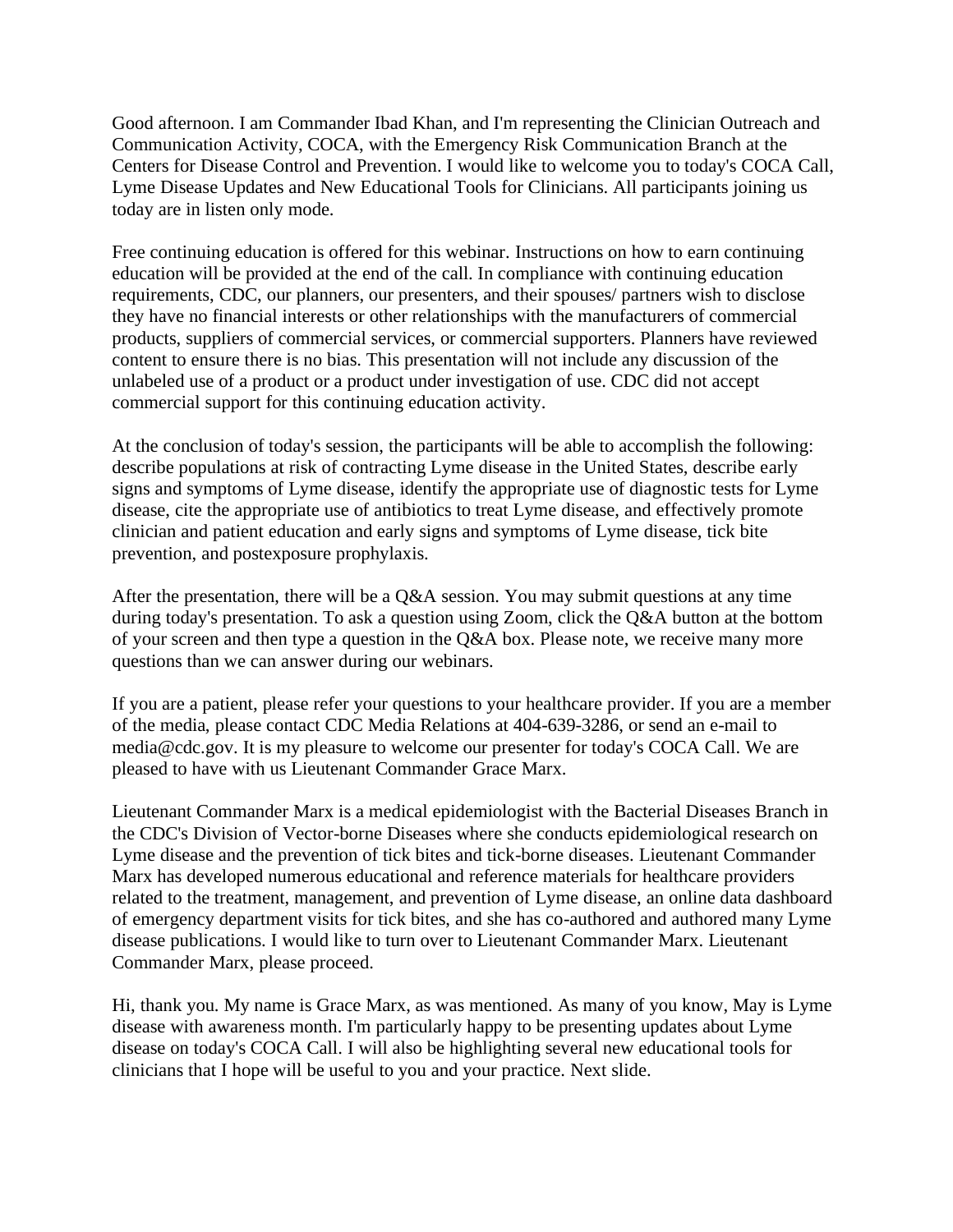Good afternoon. I am Commander Ibad Khan, and I'm representing the Clinician Outreach and Communication Activity, COCA, with the Emergency Risk Communication Branch at the Centers for Disease Control and Prevention. I would like to welcome you to today's COCA Call, Lyme Disease Updates and New Educational Tools for Clinicians. All participants joining us today are in listen only mode.

Free continuing education is offered for this webinar. Instructions on how to earn continuing education will be provided at the end of the call. In compliance with continuing education requirements, CDC, our planners, our presenters, and their spouses/ partners wish to disclose they have no financial interests or other relationships with the manufacturers of commercial products, suppliers of commercial services, or commercial supporters. Planners have reviewed content to ensure there is no bias. This presentation will not include any discussion of the unlabeled use of a product or a product under investigation of use. CDC did not accept commercial support for this continuing education activity.

At the conclusion of today's session, the participants will be able to accomplish the following: describe populations at risk of contracting Lyme disease in the United States, describe early signs and symptoms of Lyme disease, identify the appropriate use of diagnostic tests for Lyme disease, cite the appropriate use of antibiotics to treat Lyme disease, and effectively promote clinician and patient education and early signs and symptoms of Lyme disease, tick bite prevention, and postexposure prophylaxis.

After the presentation, there will be a Q&A session. You may submit questions at any time during today's presentation. To ask a question using Zoom, click the Q&A button at the bottom of your screen and then type a question in the Q&A box. Please note, we receive many more questions than we can answer during our webinars.

If you are a patient, please refer your questions to your healthcare provider. If you are a member of the media, please contact CDC Media Relations at 404-639-3286, or send an e-mail to media@cdc.gov. It is my pleasure to welcome our presenter for today's COCA Call. We are pleased to have with us Lieutenant Commander Grace Marx.

Lieutenant Commander Marx is a medical epidemiologist with the Bacterial Diseases Branch in the CDC's Division of Vector-borne Diseases where she conducts epidemiological research on Lyme disease and the prevention of tick bites and tick-borne diseases. Lieutenant Commander Marx has developed numerous educational and reference materials for healthcare providers related to the treatment, management, and prevention of Lyme disease, an online data dashboard of emergency department visits for tick bites, and she has co-authored and authored many Lyme disease publications. I would like to turn over to Lieutenant Commander Marx. Lieutenant Commander Marx, please proceed.

Hi, thank you. My name is Grace Marx, as was mentioned. As many of you know, May is Lyme disease with awareness month. I'm particularly happy to be presenting updates about Lyme disease on today's COCA Call. I will also be highlighting several new educational tools for clinicians that I hope will be useful to you and your practice. Next slide.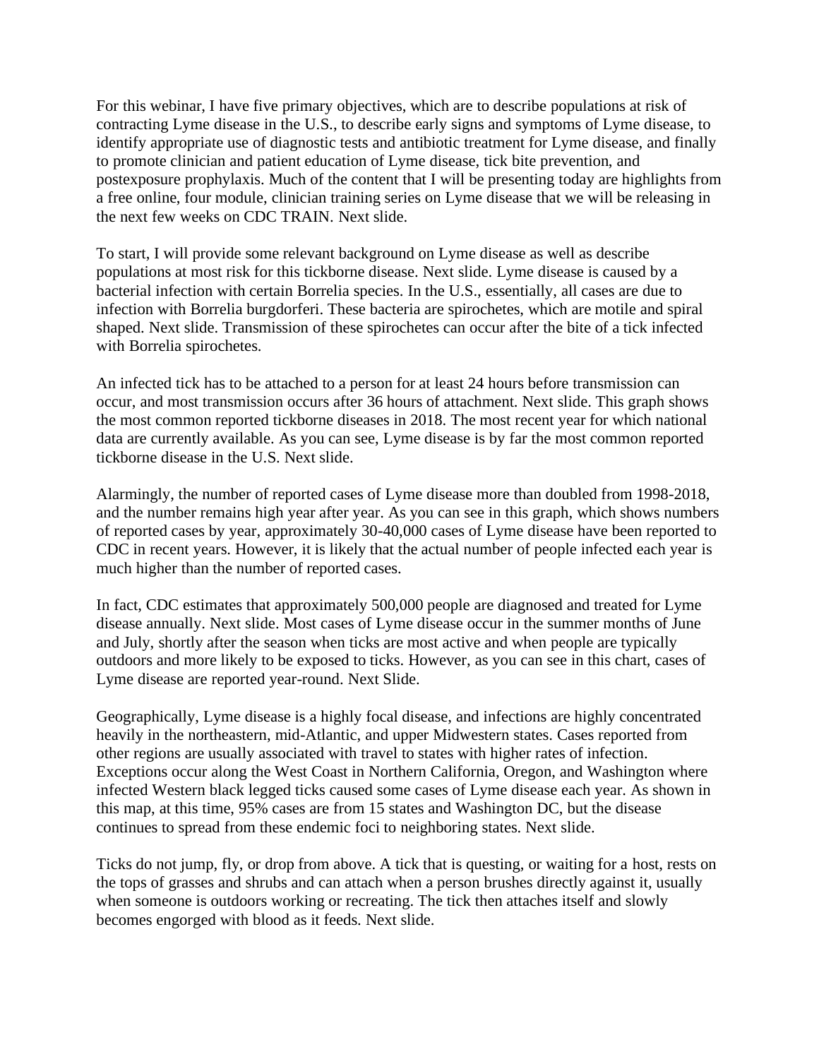For this webinar, I have five primary objectives, which are to describe populations at risk of contracting Lyme disease in the U.S., to describe early signs and symptoms of Lyme disease, to identify appropriate use of diagnostic tests and antibiotic treatment for Lyme disease, and finally to promote clinician and patient education of Lyme disease, tick bite prevention, and postexposure prophylaxis. Much of the content that I will be presenting today are highlights from a free online, four module, clinician training series on Lyme disease that we will be releasing in the next few weeks on CDC TRAIN. Next slide.

To start, I will provide some relevant background on Lyme disease as well as describe populations at most risk for this tickborne disease. Next slide. Lyme disease is caused by a bacterial infection with certain Borrelia species. In the U.S., essentially, all cases are due to infection with Borrelia burgdorferi. These bacteria are spirochetes, which are motile and spiral shaped. Next slide. Transmission of these spirochetes can occur after the bite of a tick infected with Borrelia spirochetes.

An infected tick has to be attached to a person for at least 24 hours before transmission can occur, and most transmission occurs after 36 hours of attachment. Next slide. This graph shows the most common reported tickborne diseases in 2018. The most recent year for which national data are currently available. As you can see, Lyme disease is by far the most common reported tickborne disease in the U.S. Next slide.

Alarmingly, the number of reported cases of Lyme disease more than doubled from 1998-2018, and the number remains high year after year. As you can see in this graph, which shows numbers of reported cases by year, approximately 30-40,000 cases of Lyme disease have been reported to CDC in recent years. However, it is likely that the actual number of people infected each year is much higher than the number of reported cases.

In fact, CDC estimates that approximately 500,000 people are diagnosed and treated for Lyme disease annually. Next slide. Most cases of Lyme disease occur in the summer months of June and July, shortly after the season when ticks are most active and when people are typically outdoors and more likely to be exposed to ticks. However, as you can see in this chart, cases of Lyme disease are reported year-round. Next Slide.

Geographically, Lyme disease is a highly focal disease, and infections are highly concentrated heavily in the northeastern, mid-Atlantic, and upper Midwestern states. Cases reported from other regions are usually associated with travel to states with higher rates of infection. Exceptions occur along the West Coast in Northern California, Oregon, and Washington where infected Western black legged ticks caused some cases of Lyme disease each year. As shown in this map, at this time, 95% cases are from 15 states and Washington DC, but the disease continues to spread from these endemic foci to neighboring states. Next slide.

Ticks do not jump, fly, or drop from above. A tick that is questing, or waiting for a host, rests on the tops of grasses and shrubs and can attach when a person brushes directly against it, usually when someone is outdoors working or recreating. The tick then attaches itself and slowly becomes engorged with blood as it feeds. Next slide.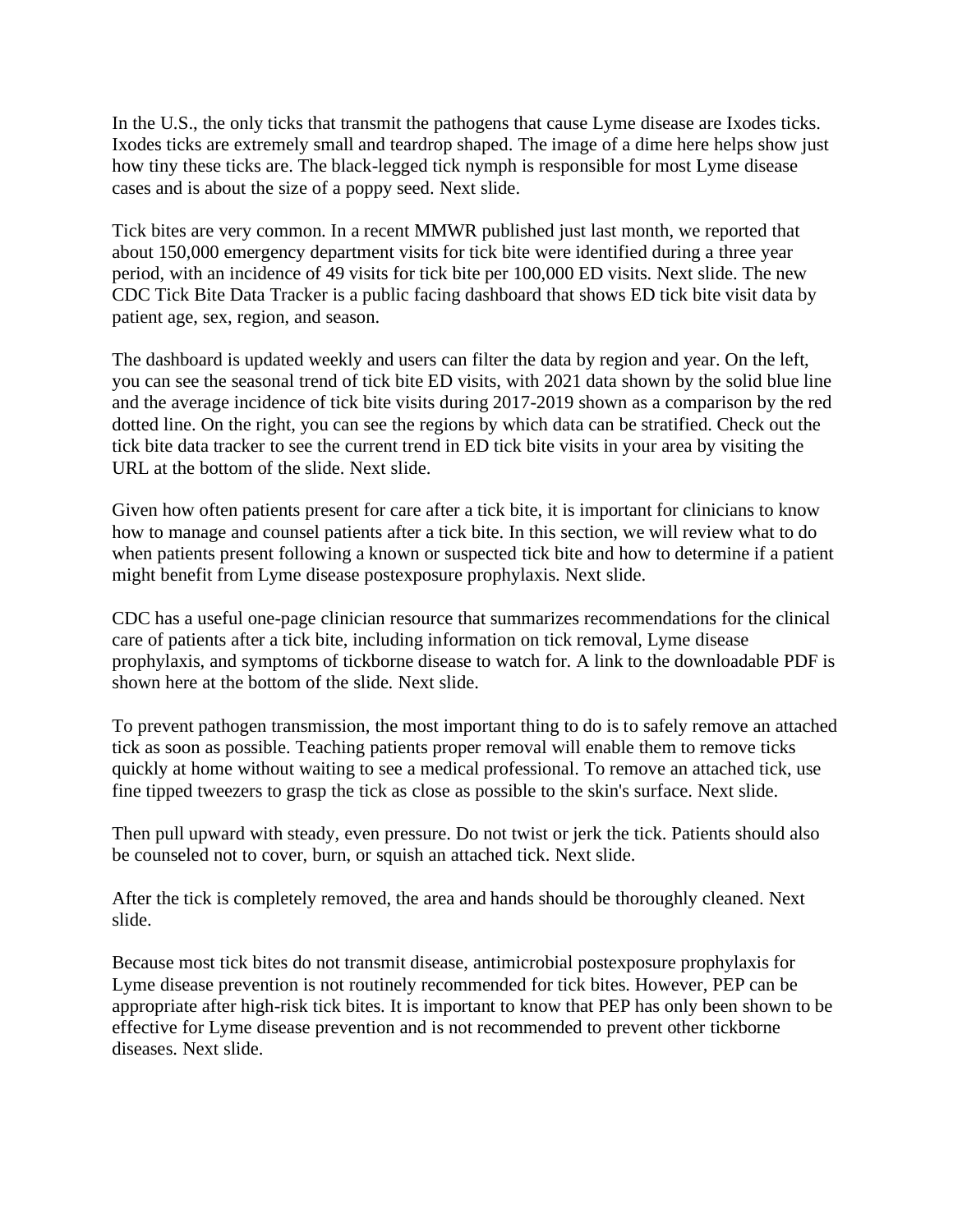In the U.S., the only ticks that transmit the pathogens that cause Lyme disease are Ixodes ticks. Ixodes ticks are extremely small and teardrop shaped. The image of a dime here helps show just how tiny these ticks are. The black-legged tick nymph is responsible for most Lyme disease cases and is about the size of a poppy seed. Next slide.

Tick bites are very common. In a recent MMWR published just last month, we reported that about 150,000 emergency department visits for tick bite were identified during a three year period, with an incidence of 49 visits for tick bite per 100,000 ED visits. Next slide. The new CDC Tick Bite Data Tracker is a public facing dashboard that shows ED tick bite visit data by patient age, sex, region, and season.

The dashboard is updated weekly and users can filter the data by region and year. On the left, you can see the seasonal trend of tick bite ED visits, with 2021 data shown by the solid blue line and the average incidence of tick bite visits during 2017-2019 shown as a comparison by the red dotted line. On the right, you can see the regions by which data can be stratified. Check out the tick bite data tracker to see the current trend in ED tick bite visits in your area by visiting the URL at the bottom of the slide. Next slide.

Given how often patients present for care after a tick bite, it is important for clinicians to know how to manage and counsel patients after a tick bite. In this section, we will review what to do when patients present following a known or suspected tick bite and how to determine if a patient might benefit from Lyme disease postexposure prophylaxis. Next slide.

CDC has a useful one-page clinician resource that summarizes recommendations for the clinical care of patients after a tick bite, including information on tick removal, Lyme disease prophylaxis, and symptoms of tickborne disease to watch for. A link to the downloadable PDF is shown here at the bottom of the slide. Next slide.

To prevent pathogen transmission, the most important thing to do is to safely remove an attached tick as soon as possible. Teaching patients proper removal will enable them to remove ticks quickly at home without waiting to see a medical professional. To remove an attached tick, use fine tipped tweezers to grasp the tick as close as possible to the skin's surface. Next slide.

Then pull upward with steady, even pressure. Do not twist or jerk the tick. Patients should also be counseled not to cover, burn, or squish an attached tick. Next slide.

After the tick is completely removed, the area and hands should be thoroughly cleaned. Next slide.

Because most tick bites do not transmit disease, antimicrobial postexposure prophylaxis for Lyme disease prevention is not routinely recommended for tick bites. However, PEP can be appropriate after high-risk tick bites. It is important to know that PEP has only been shown to be effective for Lyme disease prevention and is not recommended to prevent other tickborne diseases. Next slide.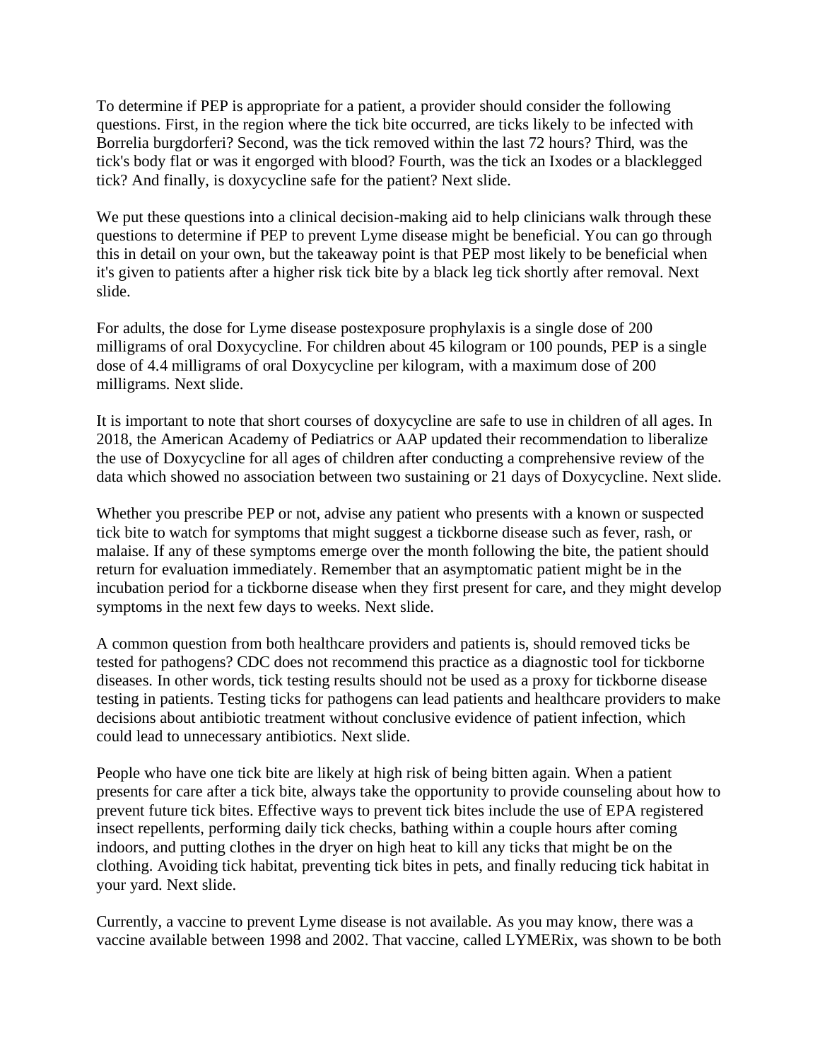To determine if PEP is appropriate for a patient, a provider should consider the following questions. First, in the region where the tick bite occurred, are ticks likely to be infected with Borrelia burgdorferi? Second, was the tick removed within the last 72 hours? Third, was the tick's body flat or was it engorged with blood? Fourth, was the tick an Ixodes or a blacklegged tick? And finally, is doxycycline safe for the patient? Next slide.

We put these questions into a clinical decision-making aid to help clinicians walk through these questions to determine if PEP to prevent Lyme disease might be beneficial. You can go through this in detail on your own, but the takeaway point is that PEP most likely to be beneficial when it's given to patients after a higher risk tick bite by a black leg tick shortly after removal. Next slide.

For adults, the dose for Lyme disease postexposure prophylaxis is a single dose of 200 milligrams of oral Doxycycline. For children about 45 kilogram or 100 pounds, PEP is a single dose of 4.4 milligrams of oral Doxycycline per kilogram, with a maximum dose of 200 milligrams. Next slide.

It is important to note that short courses of doxycycline are safe to use in children of all ages. In 2018, the American Academy of Pediatrics or AAP updated their recommendation to liberalize the use of Doxycycline for all ages of children after conducting a comprehensive review of the data which showed no association between two sustaining or 21 days of Doxycycline. Next slide.

Whether you prescribe PEP or not, advise any patient who presents with a known or suspected tick bite to watch for symptoms that might suggest a tickborne disease such as fever, rash, or malaise. If any of these symptoms emerge over the month following the bite, the patient should return for evaluation immediately. Remember that an asymptomatic patient might be in the incubation period for a tickborne disease when they first present for care, and they might develop symptoms in the next few days to weeks. Next slide.

A common question from both healthcare providers and patients is, should removed ticks be tested for pathogens? CDC does not recommend this practice as a diagnostic tool for tickborne diseases. In other words, tick testing results should not be used as a proxy for tickborne disease testing in patients. Testing ticks for pathogens can lead patients and healthcare providers to make decisions about antibiotic treatment without conclusive evidence of patient infection, which could lead to unnecessary antibiotics. Next slide.

People who have one tick bite are likely at high risk of being bitten again. When a patient presents for care after a tick bite, always take the opportunity to provide counseling about how to prevent future tick bites. Effective ways to prevent tick bites include the use of EPA registered insect repellents, performing daily tick checks, bathing within a couple hours after coming indoors, and putting clothes in the dryer on high heat to kill any ticks that might be on the clothing. Avoiding tick habitat, preventing tick bites in pets, and finally reducing tick habitat in your yard. Next slide.

Currently, a vaccine to prevent Lyme disease is not available. As you may know, there was a vaccine available between 1998 and 2002. That vaccine, called LYMERix, was shown to be both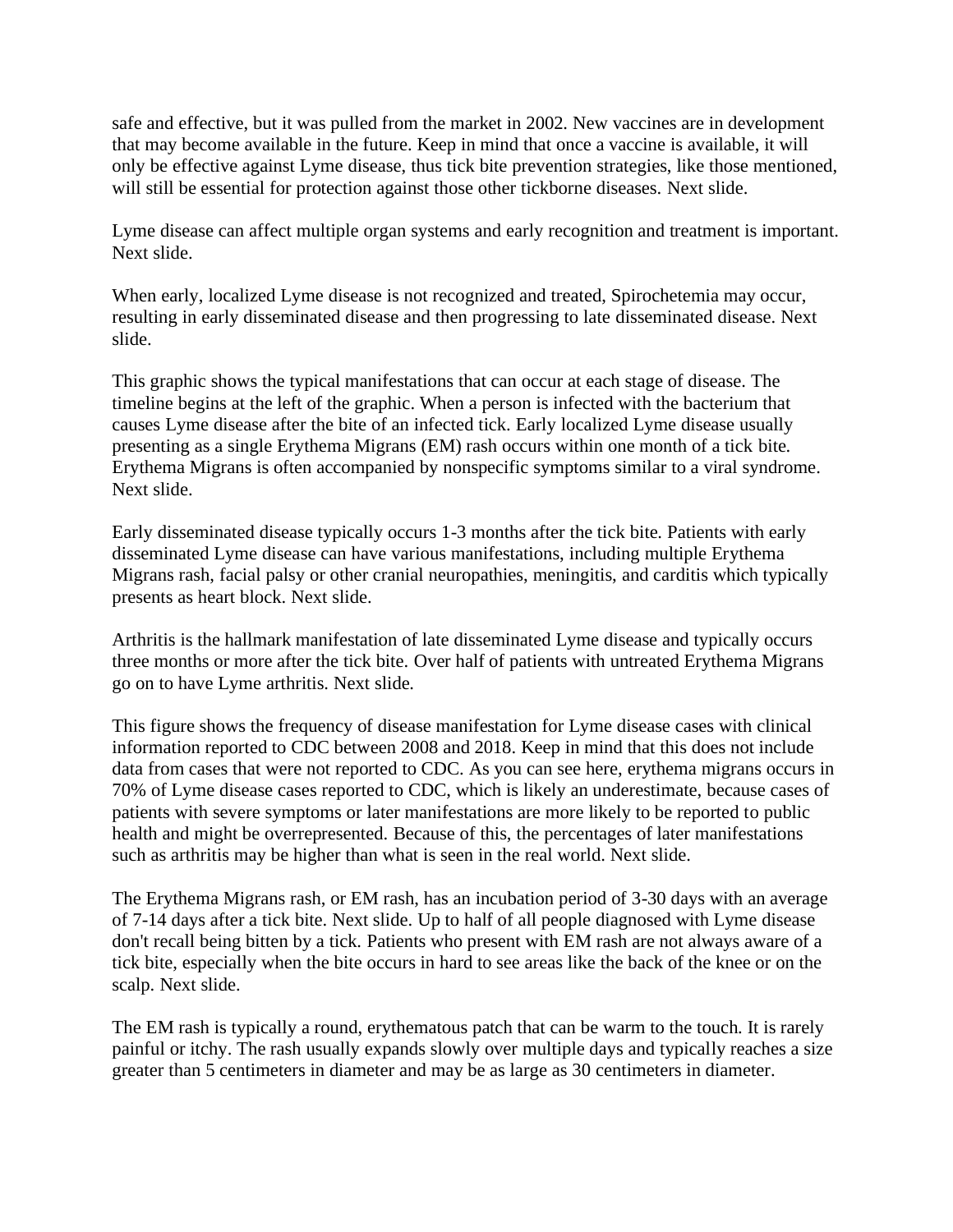safe and effective, but it was pulled from the market in 2002. New vaccines are in development that may become available in the future. Keep in mind that once a vaccine is available, it will only be effective against Lyme disease, thus tick bite prevention strategies, like those mentioned, will still be essential for protection against those other tickborne diseases. Next slide.

Lyme disease can affect multiple organ systems and early recognition and treatment is important. Next slide.

When early, localized Lyme disease is not recognized and treated, Spirochetemia may occur, resulting in early disseminated disease and then progressing to late disseminated disease. Next slide.

This graphic shows the typical manifestations that can occur at each stage of disease. The timeline begins at the left of the graphic. When a person is infected with the bacterium that causes Lyme disease after the bite of an infected tick. Early localized Lyme disease usually presenting as a single Erythema Migrans (EM) rash occurs within one month of a tick bite. Erythema Migrans is often accompanied by nonspecific symptoms similar to a viral syndrome. Next slide.

Early disseminated disease typically occurs 1-3 months after the tick bite. Patients with early disseminated Lyme disease can have various manifestations, including multiple Erythema Migrans rash, facial palsy or other cranial neuropathies, meningitis, and carditis which typically presents as heart block. Next slide.

Arthritis is the hallmark manifestation of late disseminated Lyme disease and typically occurs three months or more after the tick bite. Over half of patients with untreated Erythema Migrans go on to have Lyme arthritis. Next slide.

This figure shows the frequency of disease manifestation for Lyme disease cases with clinical information reported to CDC between 2008 and 2018. Keep in mind that this does not include data from cases that were not reported to CDC. As you can see here, erythema migrans occurs in 70% of Lyme disease cases reported to CDC, which is likely an underestimate, because cases of patients with severe symptoms or later manifestations are more likely to be reported to public health and might be overrepresented. Because of this, the percentages of later manifestations such as arthritis may be higher than what is seen in the real world. Next slide.

The Erythema Migrans rash, or EM rash, has an incubation period of 3-30 days with an average of 7-14 days after a tick bite. Next slide. Up to half of all people diagnosed with Lyme disease don't recall being bitten by a tick. Patients who present with EM rash are not always aware of a tick bite, especially when the bite occurs in hard to see areas like the back of the knee or on the scalp. Next slide.

The EM rash is typically a round, erythematous patch that can be warm to the touch. It is rarely painful or itchy. The rash usually expands slowly over multiple days and typically reaches a size greater than 5 centimeters in diameter and may be as large as 30 centimeters in diameter.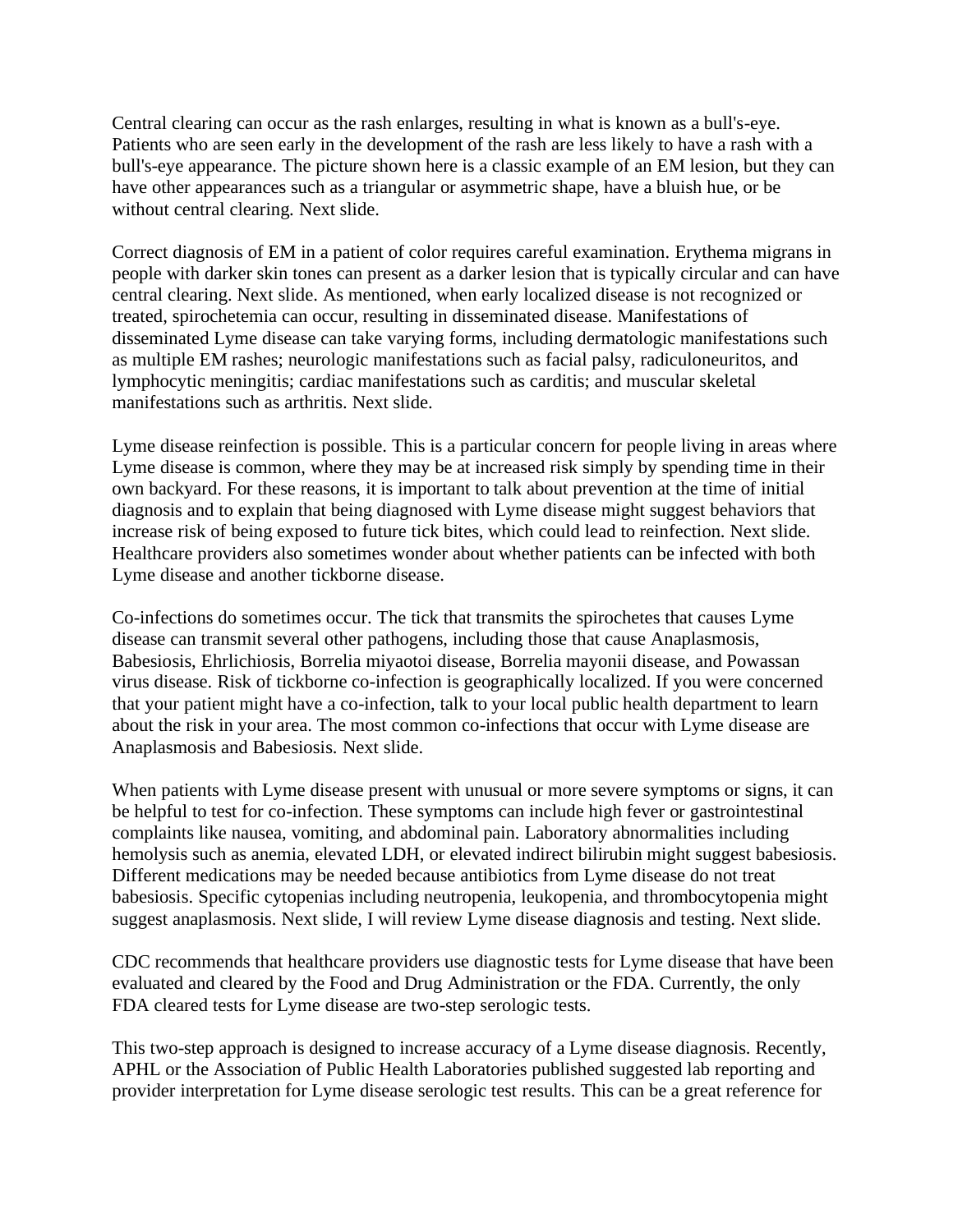Central clearing can occur as the rash enlarges, resulting in what is known as a bull's-eye. Patients who are seen early in the development of the rash are less likely to have a rash with a bull's-eye appearance. The picture shown here is a classic example of an EM lesion, but they can have other appearances such as a triangular or asymmetric shape, have a bluish hue, or be without central clearing. Next slide.

Correct diagnosis of EM in a patient of color requires careful examination. Erythema migrans in people with darker skin tones can present as a darker lesion that is typically circular and can have central clearing. Next slide. As mentioned, when early localized disease is not recognized or treated, spirochetemia can occur, resulting in disseminated disease. Manifestations of disseminated Lyme disease can take varying forms, including dermatologic manifestations such as multiple EM rashes; neurologic manifestations such as facial palsy, radiculoneuritos, and lymphocytic meningitis; cardiac manifestations such as carditis; and muscular skeletal manifestations such as arthritis. Next slide.

Lyme disease reinfection is possible. This is a particular concern for people living in areas where Lyme disease is common, where they may be at increased risk simply by spending time in their own backyard. For these reasons, it is important to talk about prevention at the time of initial diagnosis and to explain that being diagnosed with Lyme disease might suggest behaviors that increase risk of being exposed to future tick bites, which could lead to reinfection. Next slide. Healthcare providers also sometimes wonder about whether patients can be infected with both Lyme disease and another tickborne disease.

Co-infections do sometimes occur. The tick that transmits the spirochetes that causes Lyme disease can transmit several other pathogens, including those that cause Anaplasmosis, Babesiosis, Ehrlichiosis, Borrelia miyaotoi disease, Borrelia mayonii disease, and Powassan virus disease. Risk of tickborne co-infection is geographically localized. If you were concerned that your patient might have a co-infection, talk to your local public health department to learn about the risk in your area. The most common co-infections that occur with Lyme disease are Anaplasmosis and Babesiosis. Next slide.

When patients with Lyme disease present with unusual or more severe symptoms or signs, it can be helpful to test for co-infection. These symptoms can include high fever or gastrointestinal complaints like nausea, vomiting, and abdominal pain. Laboratory abnormalities including hemolysis such as anemia, elevated LDH, or elevated indirect bilirubin might suggest babesiosis. Different medications may be needed because antibiotics from Lyme disease do not treat babesiosis. Specific cytopenias including neutropenia, leukopenia, and thrombocytopenia might suggest anaplasmosis. Next slide, I will review Lyme disease diagnosis and testing. Next slide.

CDC recommends that healthcare providers use diagnostic tests for Lyme disease that have been evaluated and cleared by the Food and Drug Administration or the FDA. Currently, the only FDA cleared tests for Lyme disease are two-step serologic tests.

This two-step approach is designed to increase accuracy of a Lyme disease diagnosis. Recently, APHL or the Association of Public Health Laboratories published suggested lab reporting and provider interpretation for Lyme disease serologic test results. This can be a great reference for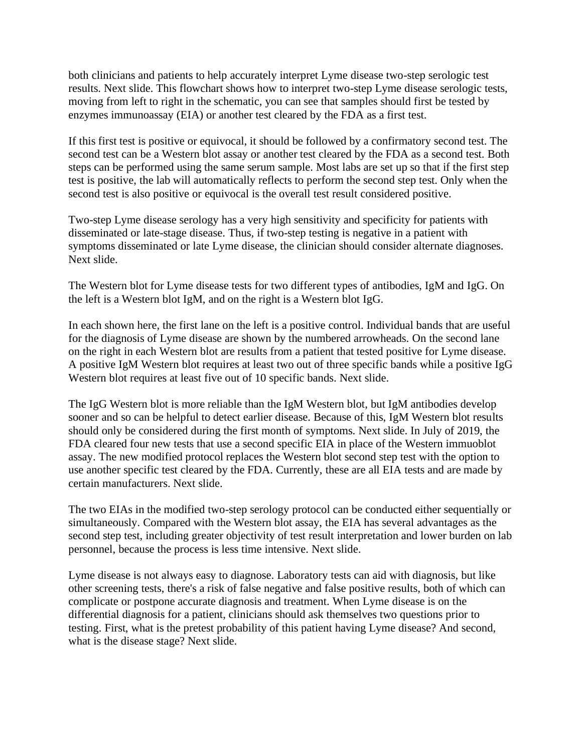both clinicians and patients to help accurately interpret Lyme disease two-step serologic test results. Next slide. This flowchart shows how to interpret two-step Lyme disease serologic tests, moving from left to right in the schematic, you can see that samples should first be tested by enzymes immunoassay (EIA) or another test cleared by the FDA as a first test.

If this first test is positive or equivocal, it should be followed by a confirmatory second test. The second test can be a Western blot assay or another test cleared by the FDA as a second test. Both steps can be performed using the same serum sample. Most labs are set up so that if the first step test is positive, the lab will automatically reflects to perform the second step test. Only when the second test is also positive or equivocal is the overall test result considered positive.

Two-step Lyme disease serology has a very high sensitivity and specificity for patients with disseminated or late-stage disease. Thus, if two-step testing is negative in a patient with symptoms disseminated or late Lyme disease, the clinician should consider alternate diagnoses. Next slide.

The Western blot for Lyme disease tests for two different types of antibodies, IgM and IgG. On the left is a Western blot IgM, and on the right is a Western blot IgG.

In each shown here, the first lane on the left is a positive control. Individual bands that are useful for the diagnosis of Lyme disease are shown by the numbered arrowheads. On the second lane on the right in each Western blot are results from a patient that tested positive for Lyme disease. A positive IgM Western blot requires at least two out of three specific bands while a positive IgG Western blot requires at least five out of 10 specific bands. Next slide.

The IgG Western blot is more reliable than the IgM Western blot, but IgM antibodies develop sooner and so can be helpful to detect earlier disease. Because of this, IgM Western blot results should only be considered during the first month of symptoms. Next slide. In July of 2019, the FDA cleared four new tests that use a second specific EIA in place of the Western immuoblot assay. The new modified protocol replaces the Western blot second step test with the option to use another specific test cleared by the FDA. Currently, these are all EIA tests and are made by certain manufacturers. Next slide.

The two EIAs in the modified two-step serology protocol can be conducted either sequentially or simultaneously. Compared with the Western blot assay, the EIA has several advantages as the second step test, including greater objectivity of test result interpretation and lower burden on lab personnel, because the process is less time intensive. Next slide.

Lyme disease is not always easy to diagnose. Laboratory tests can aid with diagnosis, but like other screening tests, there's a risk of false negative and false positive results, both of which can complicate or postpone accurate diagnosis and treatment. When Lyme disease is on the differential diagnosis for a patient, clinicians should ask themselves two questions prior to testing. First, what is the pretest probability of this patient having Lyme disease? And second, what is the disease stage? Next slide.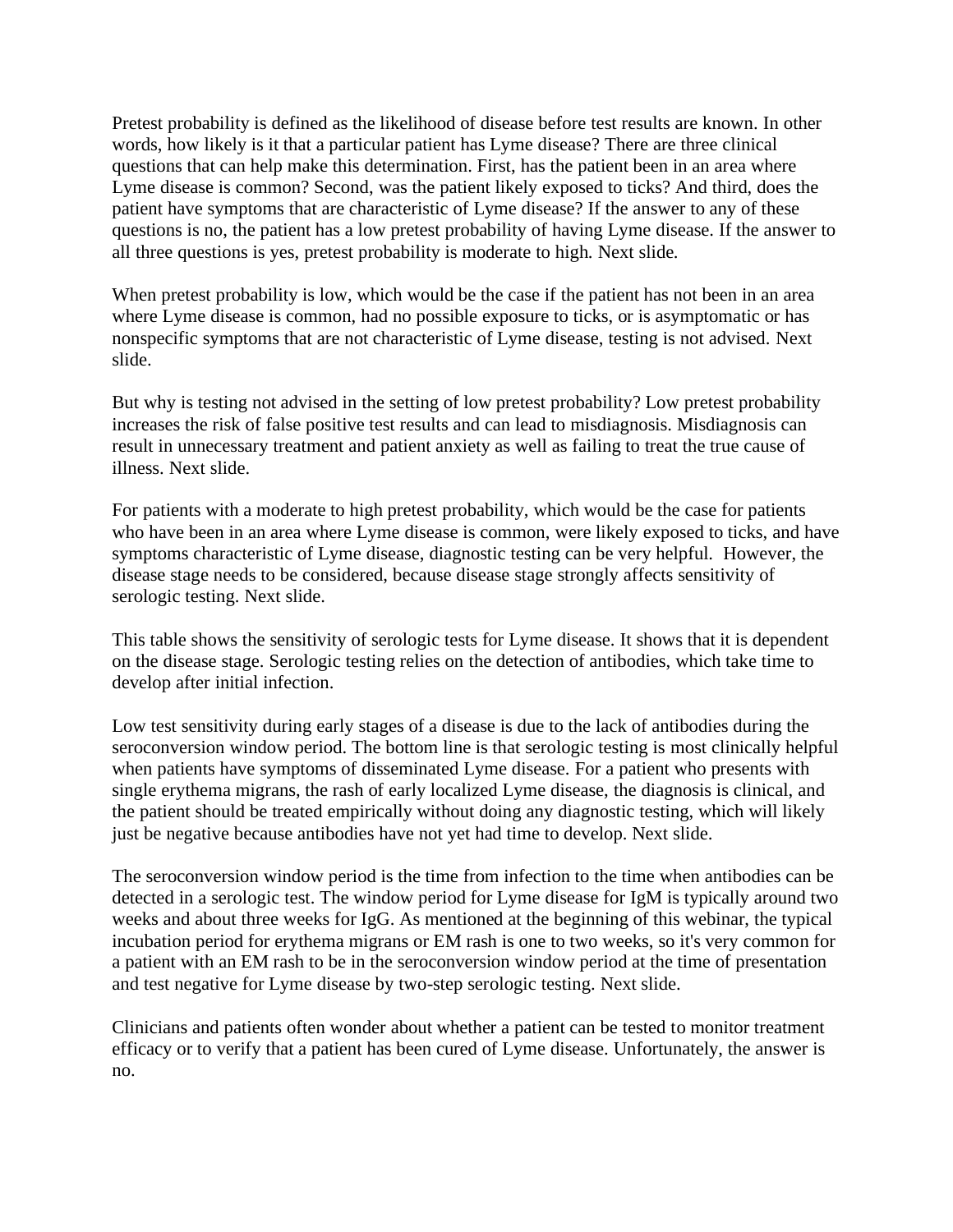Pretest probability is defined as the likelihood of disease before test results are known. In other words, how likely is it that a particular patient has Lyme disease? There are three clinical questions that can help make this determination. First, has the patient been in an area where Lyme disease is common? Second, was the patient likely exposed to ticks? And third, does the patient have symptoms that are characteristic of Lyme disease? If the answer to any of these questions is no, the patient has a low pretest probability of having Lyme disease. If the answer to all three questions is yes, pretest probability is moderate to high. Next slide.

When pretest probability is low, which would be the case if the patient has not been in an area where Lyme disease is common, had no possible exposure to ticks, or is asymptomatic or has nonspecific symptoms that are not characteristic of Lyme disease, testing is not advised. Next slide.

But why is testing not advised in the setting of low pretest probability? Low pretest probability increases the risk of false positive test results and can lead to misdiagnosis. Misdiagnosis can result in unnecessary treatment and patient anxiety as well as failing to treat the true cause of illness. Next slide.

For patients with a moderate to high pretest probability, which would be the case for patients who have been in an area where Lyme disease is common, were likely exposed to ticks, and have symptoms characteristic of Lyme disease, diagnostic testing can be very helpful. However, the disease stage needs to be considered, because disease stage strongly affects sensitivity of serologic testing. Next slide.

This table shows the sensitivity of serologic tests for Lyme disease. It shows that it is dependent on the disease stage. Serologic testing relies on the detection of antibodies, which take time to develop after initial infection.

Low test sensitivity during early stages of a disease is due to the lack of antibodies during the seroconversion window period. The bottom line is that serologic testing is most clinically helpful when patients have symptoms of disseminated Lyme disease. For a patient who presents with single erythema migrans, the rash of early localized Lyme disease, the diagnosis is clinical, and the patient should be treated empirically without doing any diagnostic testing, which will likely just be negative because antibodies have not yet had time to develop. Next slide.

The seroconversion window period is the time from infection to the time when antibodies can be detected in a serologic test. The window period for Lyme disease for IgM is typically around two weeks and about three weeks for IgG. As mentioned at the beginning of this webinar, the typical incubation period for erythema migrans or EM rash is one to two weeks, so it's very common for a patient with an EM rash to be in the seroconversion window period at the time of presentation and test negative for Lyme disease by two-step serologic testing. Next slide.

Clinicians and patients often wonder about whether a patient can be tested to monitor treatment efficacy or to verify that a patient has been cured of Lyme disease. Unfortunately, the answer is no.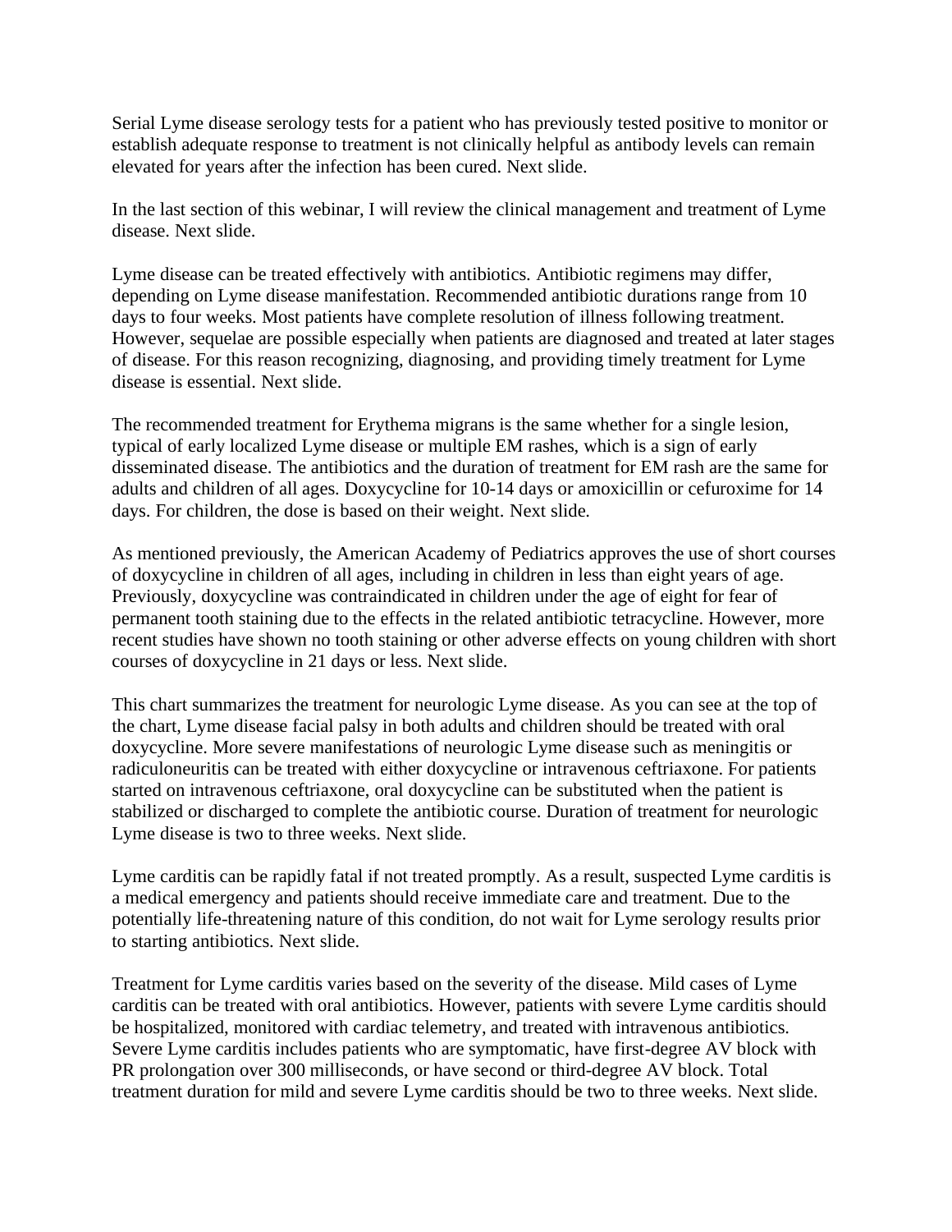Serial Lyme disease serology tests for a patient who has previously tested positive to monitor or establish adequate response to treatment is not clinically helpful as antibody levels can remain elevated for years after the infection has been cured. Next slide.

In the last section of this webinar, I will review the clinical management and treatment of Lyme disease. Next slide.

Lyme disease can be treated effectively with antibiotics. Antibiotic regimens may differ, depending on Lyme disease manifestation. Recommended antibiotic durations range from 10 days to four weeks. Most patients have complete resolution of illness following treatment. However, sequelae are possible especially when patients are diagnosed and treated at later stages of disease. For this reason recognizing, diagnosing, and providing timely treatment for Lyme disease is essential. Next slide.

The recommended treatment for Erythema migrans is the same whether for a single lesion, typical of early localized Lyme disease or multiple EM rashes, which is a sign of early disseminated disease. The antibiotics and the duration of treatment for EM rash are the same for adults and children of all ages. Doxycycline for 10-14 days or amoxicillin or cefuroxime for 14 days. For children, the dose is based on their weight. Next slide.

As mentioned previously, the American Academy of Pediatrics approves the use of short courses of doxycycline in children of all ages, including in children in less than eight years of age. Previously, doxycycline was contraindicated in children under the age of eight for fear of permanent tooth staining due to the effects in the related antibiotic tetracycline. However, more recent studies have shown no tooth staining or other adverse effects on young children with short courses of doxycycline in 21 days or less. Next slide.

This chart summarizes the treatment for neurologic Lyme disease. As you can see at the top of the chart, Lyme disease facial palsy in both adults and children should be treated with oral doxycycline. More severe manifestations of neurologic Lyme disease such as meningitis or radiculoneuritis can be treated with either doxycycline or intravenous ceftriaxone. For patients started on intravenous ceftriaxone, oral doxycycline can be substituted when the patient is stabilized or discharged to complete the antibiotic course. Duration of treatment for neurologic Lyme disease is two to three weeks. Next slide.

Lyme carditis can be rapidly fatal if not treated promptly. As a result, suspected Lyme carditis is a medical emergency and patients should receive immediate care and treatment. Due to the potentially life-threatening nature of this condition, do not wait for Lyme serology results prior to starting antibiotics. Next slide.

Treatment for Lyme carditis varies based on the severity of the disease. Mild cases of Lyme carditis can be treated with oral antibiotics. However, patients with severe Lyme carditis should be hospitalized, monitored with cardiac telemetry, and treated with intravenous antibiotics. Severe Lyme carditis includes patients who are symptomatic, have first-degree AV block with PR prolongation over 300 milliseconds, or have second or third-degree AV block. Total treatment duration for mild and severe Lyme carditis should be two to three weeks. Next slide.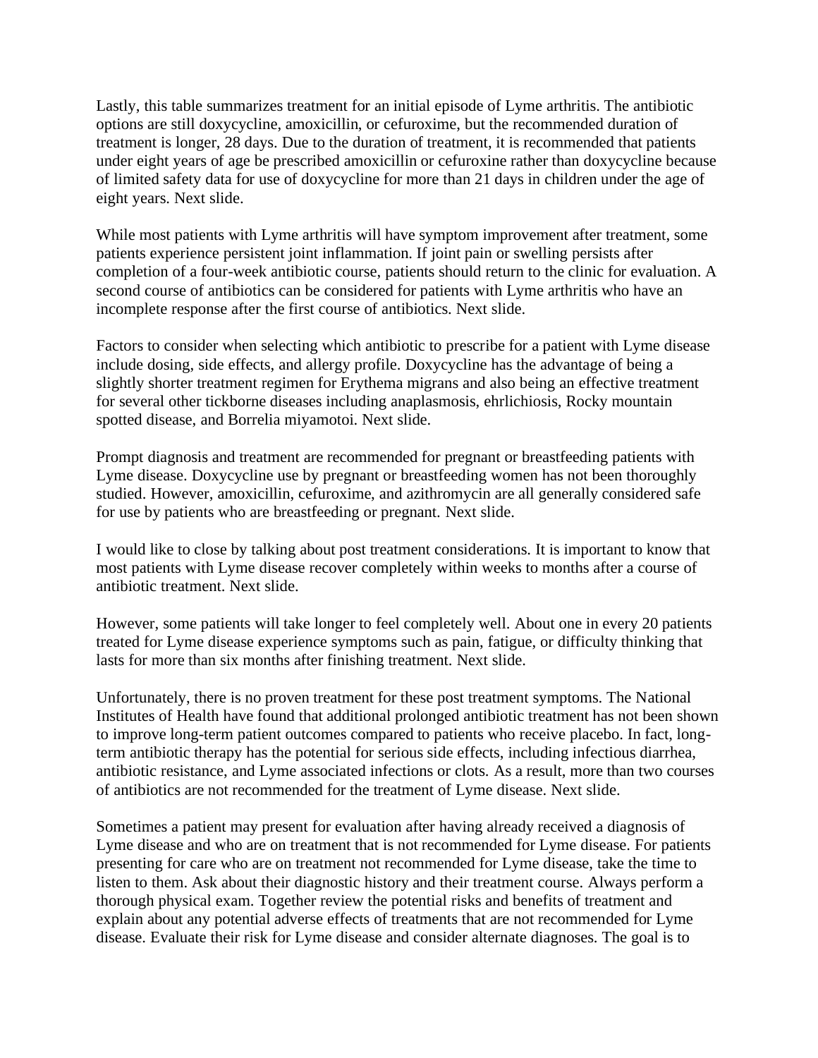Lastly, this table summarizes treatment for an initial episode of Lyme arthritis. The antibiotic options are still doxycycline, amoxicillin, or cefuroxime, but the recommended duration of treatment is longer, 28 days. Due to the duration of treatment, it is recommended that patients under eight years of age be prescribed amoxicillin or cefuroxine rather than doxycycline because of limited safety data for use of doxycycline for more than 21 days in children under the age of eight years. Next slide.

While most patients with Lyme arthritis will have symptom improvement after treatment, some patients experience persistent joint inflammation. If joint pain or swelling persists after completion of a four-week antibiotic course, patients should return to the clinic for evaluation. A second course of antibiotics can be considered for patients with Lyme arthritis who have an incomplete response after the first course of antibiotics. Next slide.

Factors to consider when selecting which antibiotic to prescribe for a patient with Lyme disease include dosing, side effects, and allergy profile. Doxycycline has the advantage of being a slightly shorter treatment regimen for Erythema migrans and also being an effective treatment for several other tickborne diseases including anaplasmosis, ehrlichiosis, Rocky mountain spotted disease, and Borrelia miyamotoi. Next slide.

Prompt diagnosis and treatment are recommended for pregnant or breastfeeding patients with Lyme disease. Doxycycline use by pregnant or breastfeeding women has not been thoroughly studied. However, amoxicillin, cefuroxime, and azithromycin are all generally considered safe for use by patients who are breastfeeding or pregnant. Next slide.

I would like to close by talking about post treatment considerations. It is important to know that most patients with Lyme disease recover completely within weeks to months after a course of antibiotic treatment. Next slide.

However, some patients will take longer to feel completely well. About one in every 20 patients treated for Lyme disease experience symptoms such as pain, fatigue, or difficulty thinking that lasts for more than six months after finishing treatment. Next slide.

Unfortunately, there is no proven treatment for these post treatment symptoms. The National Institutes of Health have found that additional prolonged antibiotic treatment has not been shown to improve long-term patient outcomes compared to patients who receive placebo. In fact, long-term antibiotic therapy has the potential for serious side effects, including infectious diarrhea, antibiotic resistance, and Lyme associated infections or clots. As a result, more than two courses of antibiotics are not recommended for the treatment of Lyme disease. Next slide.

Sometimes a patient may present for evaluation after having already received a diagnosis of Lyme disease and who are on treatment that is not recommended for Lyme disease. For patients presenting for care who are on treatment not recommended for Lyme disease, take the time to listen to them. Ask about their diagnostic history and their treatment course. Always perform a thorough physical exam. Together review the potential risks and benefits of treatment and explain about any potential adverse effects of treatments that are not recommended for Lyme disease. Evaluate their risk for Lyme disease and consider alternate diagnoses. The goal is to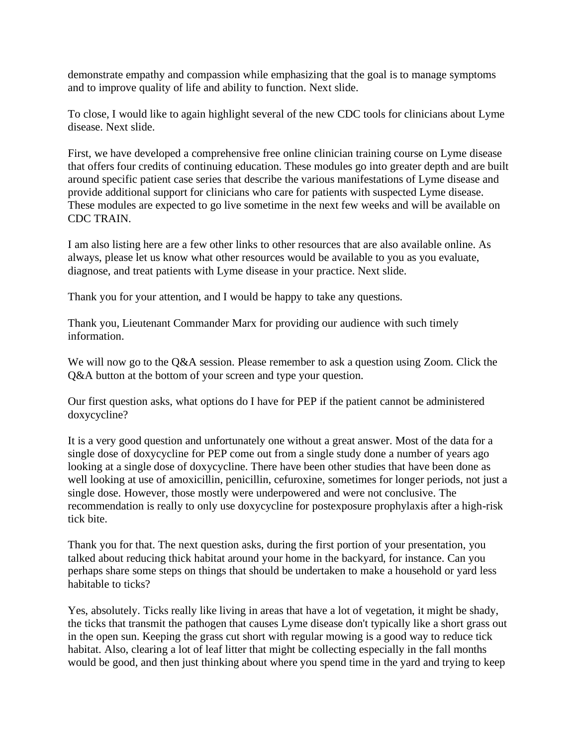demonstrate empathy and compassion while emphasizing that the goal is to manage symptoms and to improve quality of life and ability to function. Next slide.

To close, I would like to again highlight several of the new CDC tools for clinicians about Lyme disease. Next slide.

First, we have developed a comprehensive free online clinician training course on Lyme disease that offers four credits of continuing education. These modules go into greater depth and are built around specific patient case series that describe the various manifestations of Lyme disease and provide additional support for clinicians who care for patients with suspected Lyme disease. These modules are expected to go live sometime in the next few weeks and will be available on CDC TRAIN.

I am also listing here are a few other links to other resources that are also available online. As always, please let us know what other resources would be available to you as you evaluate, diagnose, and treat patients with Lyme disease in your practice. Next slide.

Thank you for your attention, and I would be happy to take any questions.

Thank you, Lieutenant Commander Marx for providing our audience with such timely information.

We will now go to the Q&A session. Please remember to ask a question using Zoom. Click the Q&A button at the bottom of your screen and type your question.

Our first question asks, what options do I have for PEP if the patient cannot be administered doxycycline?

It is a very good question and unfortunately one without a great answer. Most of the data for a single dose of doxycycline for PEP come out from a single study done a number of years ago looking at a single dose of doxycycline. There have been other studies that have been done as well looking at use of amoxicillin, penicillin, cefuroxine, sometimes for longer periods, not just a single dose. However, those mostly were underpowered and were not conclusive. The recommendation is really to only use doxycycline for postexposure prophylaxis after a high-risk tick bite.

Thank you for that. The next question asks, during the first portion of your presentation, you talked about reducing thick habitat around your home in the backyard, for instance. Can you perhaps share some steps on things that should be undertaken to make a household or yard less habitable to ticks?

Yes, absolutely. Ticks really like living in areas that have a lot of vegetation, it might be shady, the ticks that transmit the pathogen that causes Lyme disease don't typically like a short grass out in the open sun. Keeping the grass cut short with regular mowing is a good way to reduce tick habitat. Also, clearing a lot of leaf litter that might be collecting especially in the fall months would be good, and then just thinking about where you spend time in the yard and trying to keep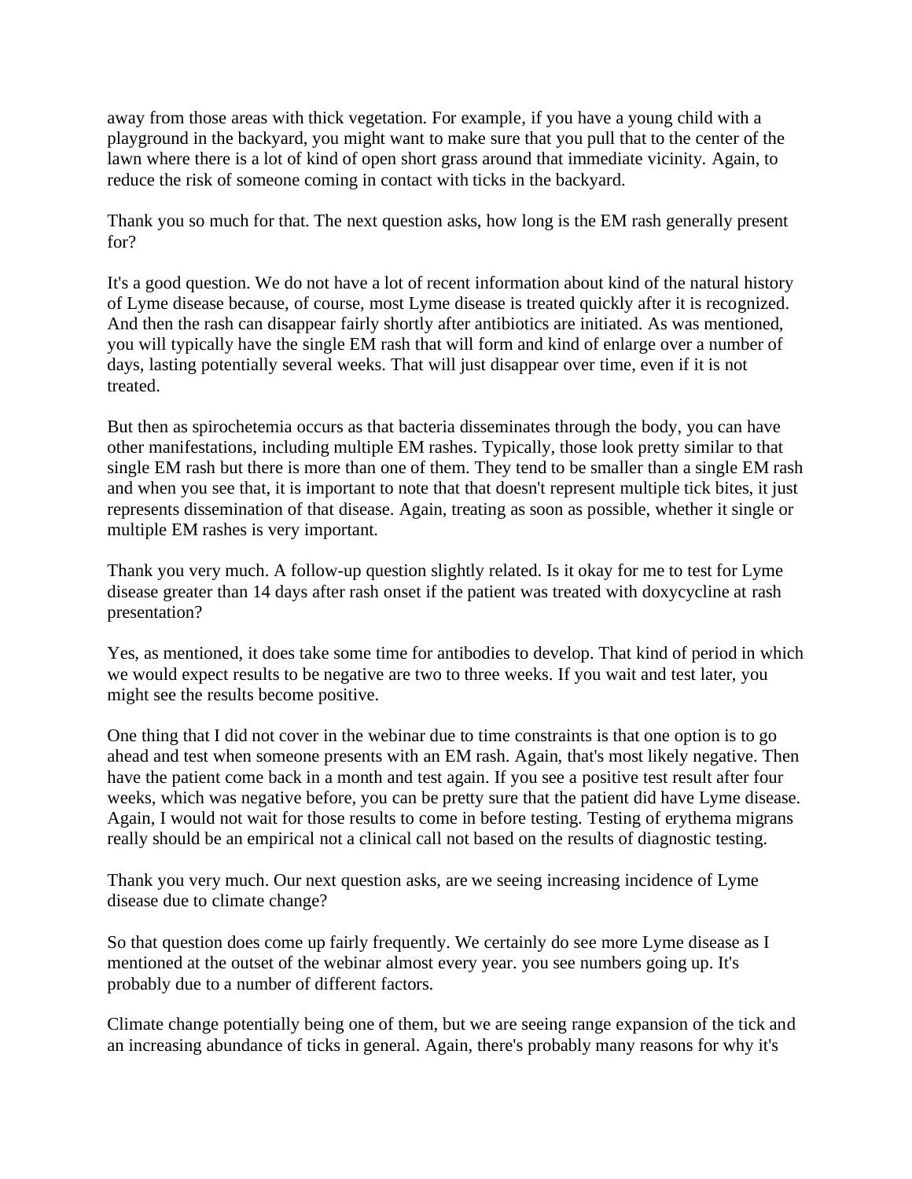away from those areas with thick vegetation. For example, if you have a young child with a playground in the backyard, you might want to make sure that you pull that to the center of the lawn where there is a lot of kind of open short grass around that immediate vicinity. Again, to reduce the risk of someone coming in contact with ticks in the backyard.

Thank you so much for that. The next question asks, how long is the EM rash generally present for?

It's a good question. We do not have a lot of recent information about kind of the natural history of Lyme disease because, of course, most Lyme disease is treated quickly after it is recognized. And then the rash can disappear fairly shortly after antibiotics are initiated. As was mentioned, you will typically have the single EM rash that will form and kind of enlarge over a number of days, lasting potentially several weeks. That will just disappear over time, even if it is not treated.

But then as spirochetemia occurs as that bacteria disseminates through the body, you can have other manifestations, including multiple EM rashes. Typically, those look pretty similar to that single EM rash but there is more than one of them. They tend to be smaller than a single EM rash and when you see that, it is important to note that that doesn't represent multiple tick bites, it just represents dissemination of that disease. Again, treating as soon as possible, whether it single or multiple EM rashes is very important.

Thank you very much. A follow-up question slightly related. Is it okay for me to test for Lyme disease greater than 14 days after rash onset if the patient was treated with doxycycline at rash presentation?

Yes, as mentioned, it does take some time for antibodies to develop. That kind of period in which we would expect results to be negative are two to three weeks. If you wait and test later, you might see the results become positive.

One thing that I did not cover in the webinar due to time constraints is that one option is to go ahead and test when someone presents with an EM rash. Again, that's most likely negative. Then have the patient come back in a month and test again. If you see a positive test result after four weeks, which was negative before, you can be pretty sure that the patient did have Lyme disease. Again, I would not wait for those results to come in before testing. Testing of erythema migrans really should be an empirical not a clinical call not based on the results of diagnostic testing.

Thank you very much. Our next question asks, are we seeing increasing incidence of Lyme disease due to climate change?

So that question does come up fairly frequently. We certainly do see more Lyme disease as I mentioned at the outset of the webinar almost every year. you see numbers going up. It's probably due to a number of different factors.

Climate change potentially being one of them, but we are seeing range expansion of the tick and an increasing abundance of ticks in general. Again, there's probably many reasons for why it's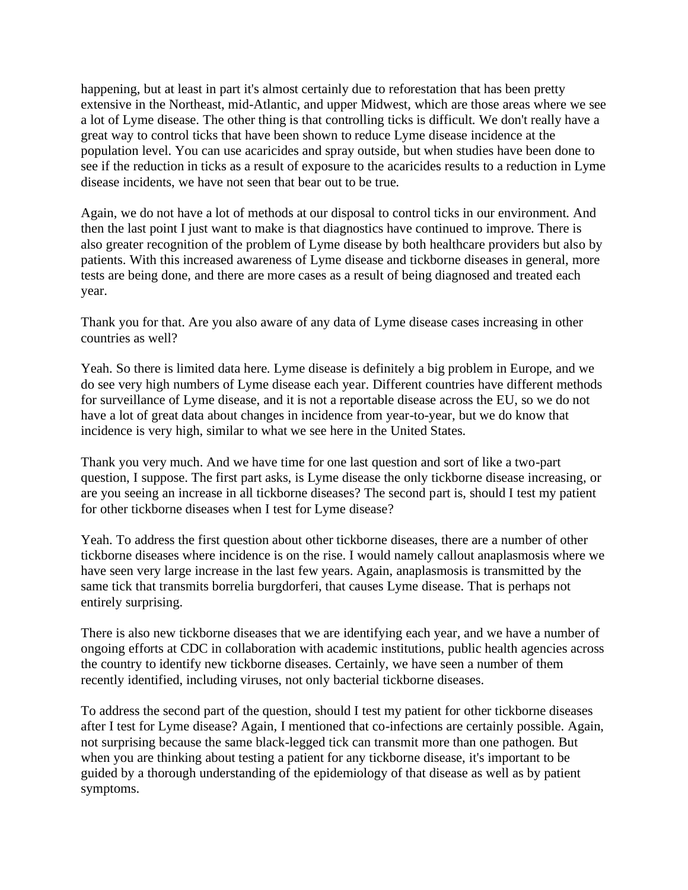happening, but at least in part it's almost certainly due to reforestation that has been pretty extensive in the Northeast, mid-Atlantic, and upper Midwest, which are those areas where we see a lot of Lyme disease. The other thing is that controlling ticks is difficult. We don't really have a great way to control ticks that have been shown to reduce Lyme disease incidence at the population level. You can use acaricides and spray outside, but when studies have been done to see if the reduction in ticks as a result of exposure to the acaricides results to a reduction in Lyme disease incidents, we have not seen that bear out to be true.

Again, we do not have a lot of methods at our disposal to control ticks in our environment. And then the last point I just want to make is that diagnostics have continued to improve. There is also greater recognition of the problem of Lyme disease by both healthcare providers but also by patients. With this increased awareness of Lyme disease and tickborne diseases in general, more tests are being done, and there are more cases as a result of being diagnosed and treated each year.

Thank you for that. Are you also aware of any data of Lyme disease cases increasing in other countries as well?

Yeah. So there is limited data here. Lyme disease is definitely a big problem in Europe, and we do see very high numbers of Lyme disease each year. Different countries have different methods for surveillance of Lyme disease, and it is not a reportable disease across the EU, so we do not have a lot of great data about changes in incidence from year-to-year, but we do know that incidence is very high, similar to what we see here in the United States.

Thank you very much. And we have time for one last question and sort of like a two-part question, I suppose. The first part asks, is Lyme disease the only tickborne disease increasing, or are you seeing an increase in all tickborne diseases? The second part is, should I test my patient for other tickborne diseases when I test for Lyme disease?

Yeah. To address the first question about other tickborne diseases, there are a number of other tickborne diseases where incidence is on the rise. I would namely callout anaplasmosis where we have seen very large increase in the last few years. Again, anaplasmosis is transmitted by the same tick that transmits borrelia burgdorferi, that causes Lyme disease. That is perhaps not entirely surprising.

There is also new tickborne diseases that we are identifying each year, and we have a number of ongoing efforts at CDC in collaboration with academic institutions, public health agencies across the country to identify new tickborne diseases. Certainly, we have seen a number of them recently identified, including viruses, not only bacterial tickborne diseases.

To address the second part of the question, should I test my patient for other tickborne diseases after I test for Lyme disease? Again, I mentioned that co-infections are certainly possible. Again, not surprising because the same black-legged tick can transmit more than one pathogen. But when you are thinking about testing a patient for any tickborne disease, it's important to be guided by a thorough understanding of the epidemiology of that disease as well as by patient symptoms.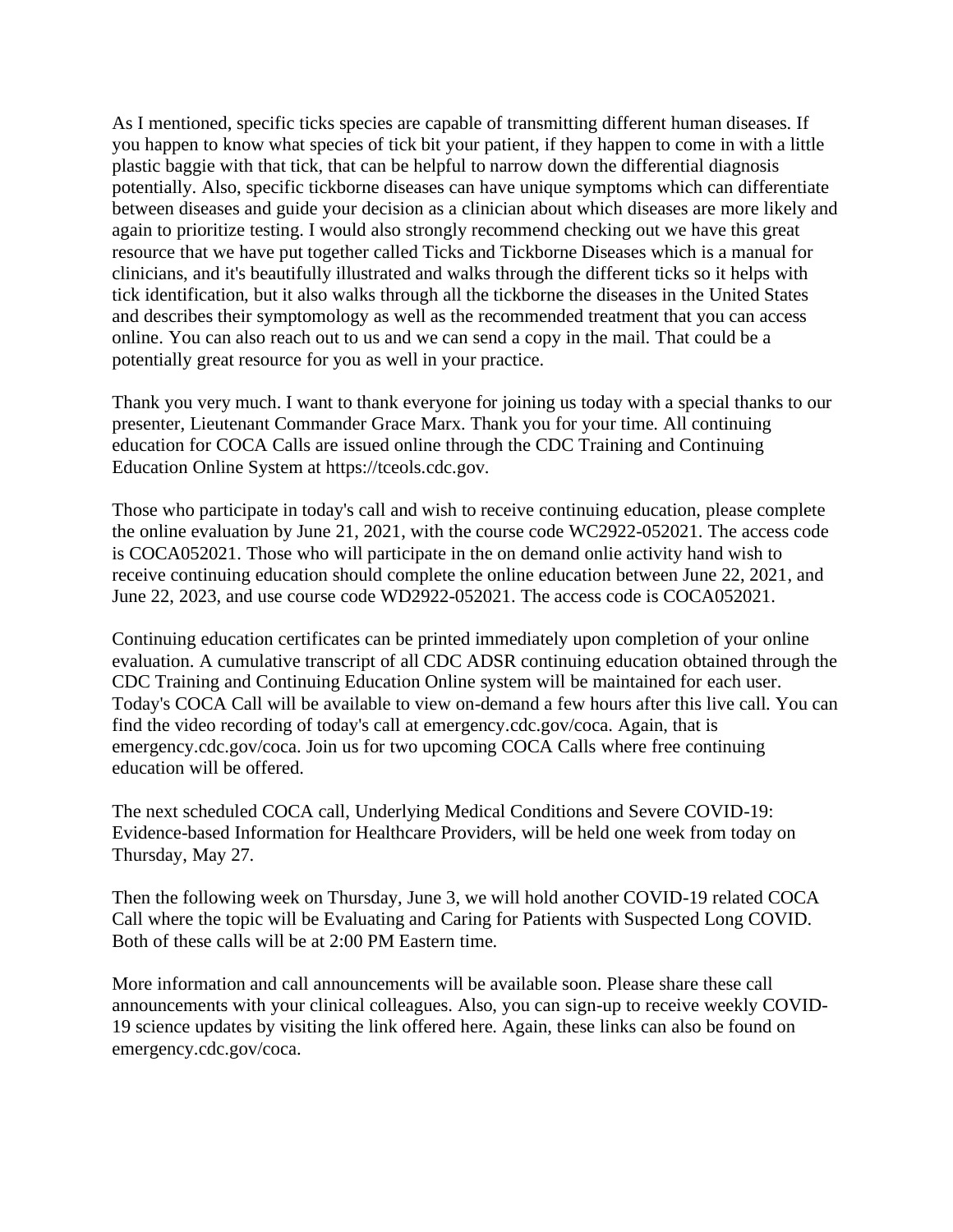As I mentioned, specific ticks species are capable of transmitting different human diseases. If you happen to know what species of tick bit your patient, if they happen to come in with a little plastic baggie with that tick, that can be helpful to narrow down the differential diagnosis potentially. Also, specific tickborne diseases can have unique symptoms which can differentiate between diseases and guide your decision as a clinician about which diseases are more likely and again to prioritize testing. I would also strongly recommend checking out we have this great resource that we have put together called Ticks and Tickborne Diseases which is a manual for clinicians, and it's beautifully illustrated and walks through the different ticks so it helps with tick identification, but it also walks through all the tickborne the diseases in the United States and describes their symptomology as well as the recommended treatment that you can access online. You can also reach out to us and we can send a copy in the mail. That could be a potentially great resource for you as well in your practice.

Thank you very much. I want to thank everyone for joining us today with a special thanks to our presenter, Lieutenant Commander Grace Marx. Thank you for your time. All continuing education for COCA Calls are issued online through the CDC Training and Continuing Education Online System at https://tceols.cdc.gov.

Those who participate in today's call and wish to receive continuing education, please complete the online evaluation by June 21, 2021, with the course code WC2922-052021. The access code is COCA052021. Those who will participate in the on demand onlie activity hand wish to receive continuing education should complete the online education between June 22, 2021, and June 22, 2023, and use course code WD2922-052021. The access code is COCA052021.

Continuing education certificates can be printed immediately upon completion of your online evaluation. A cumulative transcript of all CDC ADSR continuing education obtained through the CDC Training and Continuing Education Online system will be maintained for each user. Today's COCA Call will be available to view on-demand a few hours after this live call. You can find the video recording of today's call at emergency.cdc.gov/coca. Again, that is emergency.cdc.gov/coca. Join us for two upcoming COCA Calls where free continuing education will be offered.

The next scheduled COCA call, Underlying Medical Conditions and Severe COVID-19: Evidence-based Information for Healthcare Providers, will be held one week from today on Thursday, May 27.

Then the following week on Thursday, June 3, we will hold another COVID-19 related COCA Call where the topic will be Evaluating and Caring for Patients with Suspected Long COVID. Both of these calls will be at 2:00 PM Eastern time.

More information and call announcements will be available soon. Please share these call announcements with your clinical colleagues. Also, you can sign-up to receive weekly COVID-19 science updates by visiting the link offered here. Again, these links can also be found on emergency.cdc.gov/coca.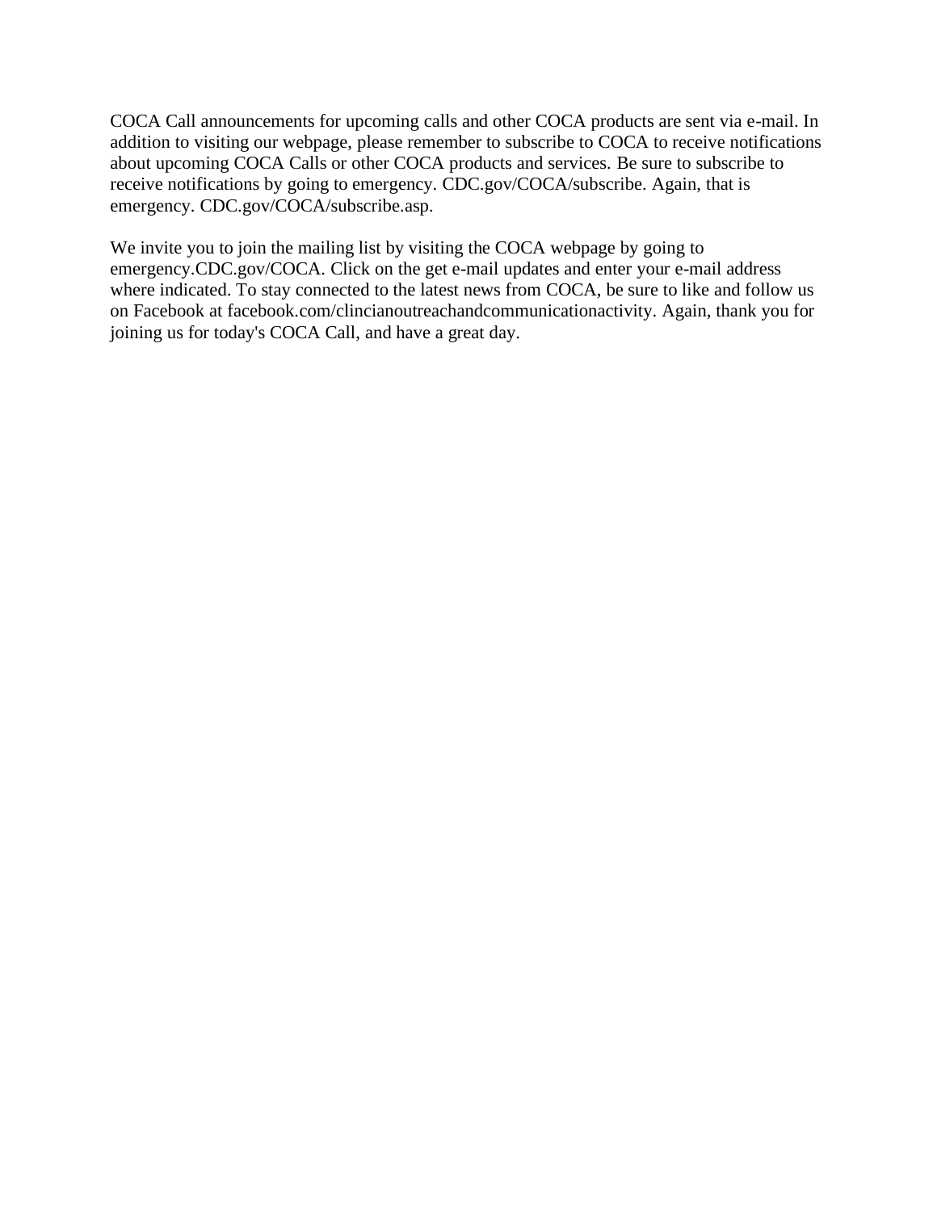COCA Call announcements for upcoming calls and other COCA products are sent via e-mail. In addition to visiting our webpage, please remember to subscribe to COCA to receive notifications about upcoming COCA Calls or other COCA products and services. Be sure to subscribe to receive notifications by going to emergency. CDC.gov/COCA/subscribe. Again, that is emergency. CDC.gov/COCA/subscribe.asp.

We invite you to join the mailing list by visiting the COCA webpage by going to emergency.CDC.gov/COCA. Click on the get e-mail updates and enter your e-mail address where indicated. To stay connected to the latest news from COCA, be sure to like and follow us on Facebook at facebook.com/clincianoutreachandcommunicationactivity. Again, thank you for joining us for today's COCA Call, and have a great day.